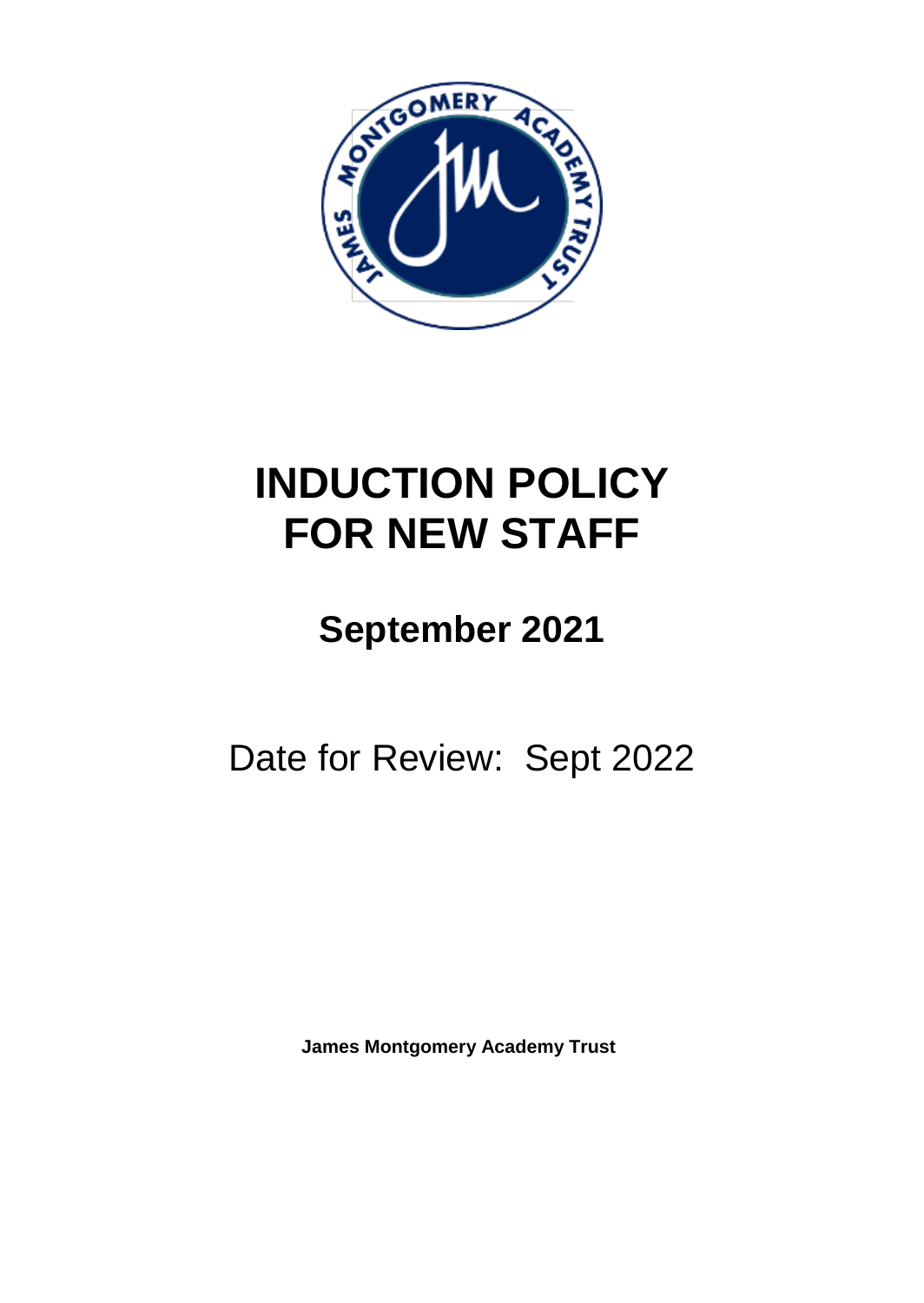# INDUCTION POLICY FOR NEW STAFF

## September 2021

Date for Review: Sept 2022

**James Montgomery Academy Trust**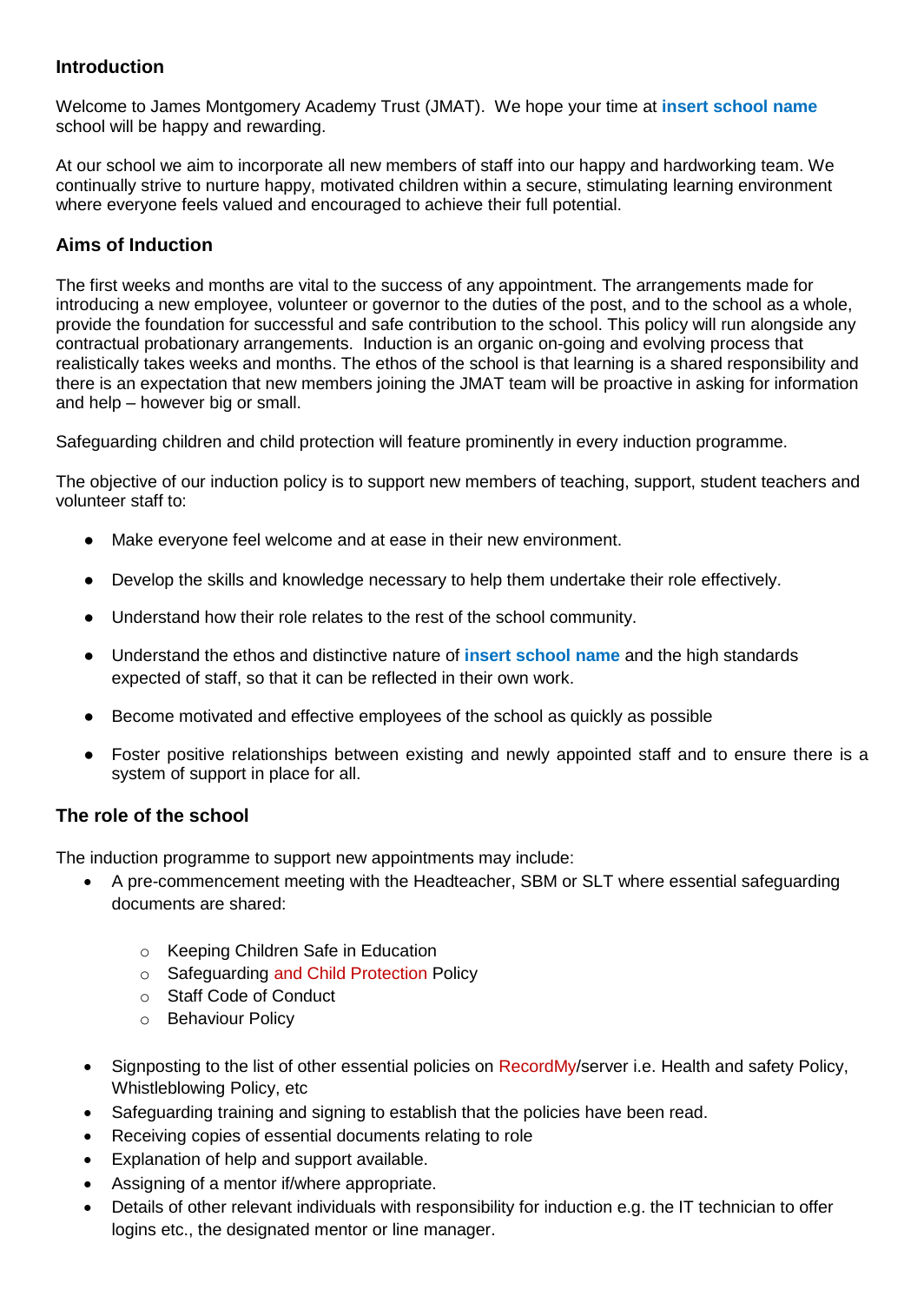## Introduction

Welcome to James Montgomery Academy Trust (JMAT). We hope your time at **insert school name** school will be happy and rewarding.

At our school we aim to incorporate all new members of staff into our happy and hardworking team. We continually strive to nurture happy, motivated children within a secure, stimulating learning environment where everyone feels valued and encouraged to achieve their full potential.

## Aims of Induction

The first weeks and months are vital to the success of any appointment. The arrangements made for introducing a new employee, volunteer or governor to the duties of the post, and to the school as a whole, provide the foundation for successful and safe contribution to the school. This policy will run alongside any contractual probationary arrangements. Induction is an organic on-going and evolving process that realistically takes weeks and months. The ethos of the school is that learning is a shared responsibility and there is an expectation that new members joining the JMAT team will be proactive in asking for information and help – however big or small.

Safeguarding children and child protection will feature prominently in every induction programme.

The objective of our induction policy is to support new members of teaching, support, student teachers and volunteer staff to:

- Make everyone feel welcome and at ease in their new environment.
- Develop the skills and knowledge necessary to help them undertake their role effectively.
- Understand how their role relates to the rest of the school community.
- Understand the ethos and distinctive nature of **insert school name** and the high standards expected of staff, so that it can be reflected in their own work.
- Become motivated and effective employees of the school as quickly as possible
- Foster positive relationships between existing and newly appointed staff and to ensure there is a system of support in place for all.

## The role of the school

The induction programme to support new appointments may include:

- A pre-commencement meeting with the Headteacher, SBM or SLT where essential safeguarding documents are shared:
  - Keeping Children Safe in Education
  - Safeguarding and Child Protection Policy
  - Staff Code of Conduct
  - Behaviour Policy
- Signposting to the list of other essential policies on RecordMy/server i.e. Health and safety Policy, Whistleblowing Policy, etc
- Safeguarding training and signing to establish that the policies have been read.
- Receiving copies of essential documents relating to role
- Explanation of help and support available.
- Assigning of a mentor if/where appropriate.
- Details of other relevant individuals with responsibility for induction e.g. the IT technician to offer logins etc., the designated mentor or line manager.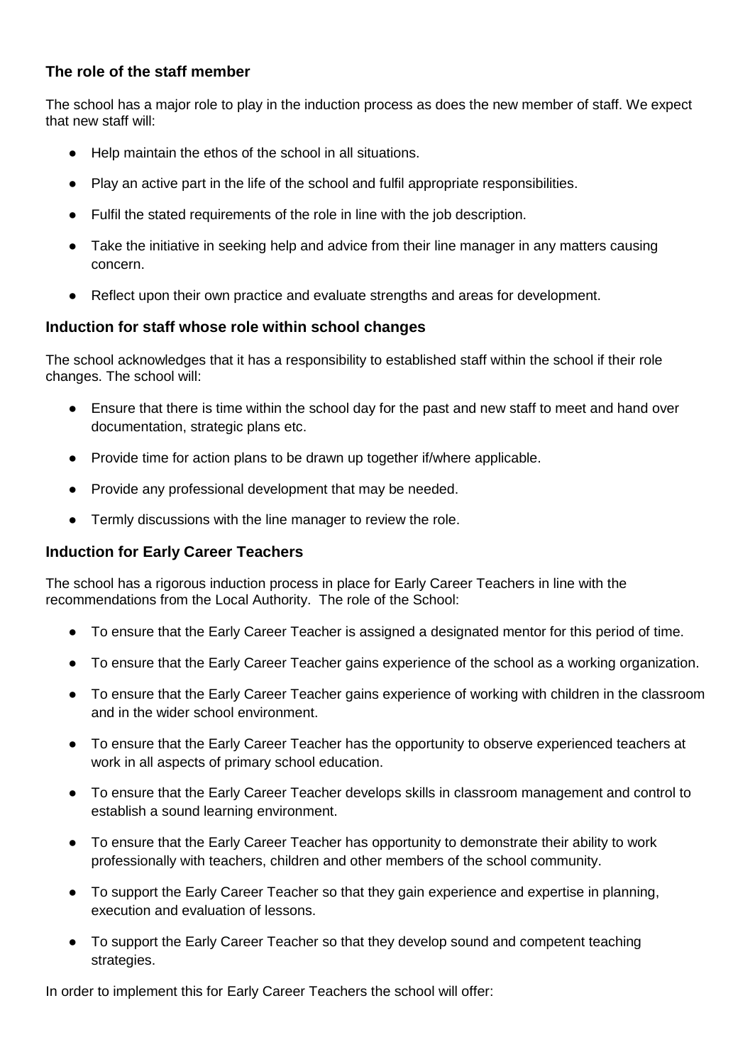### The role of the staff member

The school has a major role to play in the induction process as does the new member of staff. We expect that new staff will:

- Help maintain the ethos of the school in all situations.
- Play an active part in the life of the school and fulfil appropriate responsibilities.
- Fulfil the stated requirements of the role in line with the job description.
- Take the initiative in seeking help and advice from their line manager in any matters causing concern.
- Reflect upon their own practice and evaluate strengths and areas for development.

### Induction for staff whose role within school changes

The school acknowledges that it has a responsibility to established staff within the school if their role changes. The school will:

- Ensure that there is time within the school day for the past and new staff to meet and hand over documentation, strategic plans etc.
- Provide time for action plans to be drawn up together if/where applicable.
- Provide any professional development that may be needed.
- Termly discussions with the line manager to review the role.

### Induction for Early Career Teachers

The school has a rigorous induction process in place for Early Career Teachers in line with the recommendations from the Local Authority. The role of the School:

- To ensure that the Early Career Teacher is assigned a designated mentor for this period of time.
- To ensure that the Early Career Teacher gains experience of the school as a working organization.
- To ensure that the Early Career Teacher gains experience of working with children in the classroom and in the wider school environment.
- To ensure that the Early Career Teacher has the opportunity to observe experienced teachers at work in all aspects of primary school education.
- To ensure that the Early Career Teacher develops skills in classroom management and control to establish a sound learning environment.
- To ensure that the Early Career Teacher has opportunity to demonstrate their ability to work professionally with teachers, children and other members of the school community.
- To support the Early Career Teacher so that they gain experience and expertise in planning, execution and evaluation of lessons.
- To support the Early Career Teacher so that they develop sound and competent teaching strategies.

In order to implement this for Early Career Teachers the school will offer: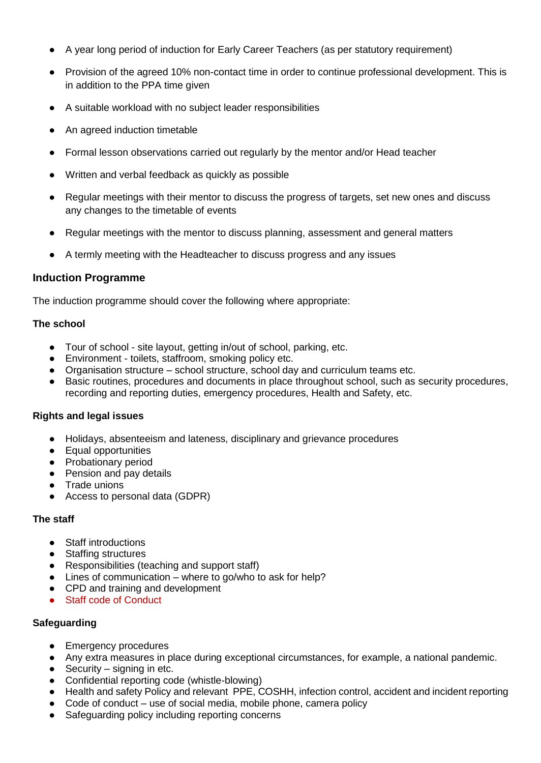- A year long period of induction for Early Career Teachers (as per statutory requirement)
- Provision of the agreed 10% non-contact time in order to continue professional development. This is in addition to the PPA time given
- A suitable workload with no subject leader responsibilities
- An agreed induction timetable
- Formal lesson observations carried out regularly by the mentor and/or Head teacher
- Written and verbal feedback as quickly as possible
- Regular meetings with their mentor to discuss the progress of targets, set new ones and discuss any changes to the timetable of events
- Regular meetings with the mentor to discuss planning, assessment and general matters
- A termly meeting with the Headteacher to discuss progress and any issues

### Induction Programme

The induction programme should cover the following where appropriate:

**The school**

- Tour of school - site layout, getting in/out of school, parking, etc.
- Environment - toilets, staffroom, smoking policy etc.
- Organisation structure – school structure, school day and curriculum teams etc.
- Basic routines, procedures and documents in place throughout school, such as security procedures, recording and reporting duties, emergency procedures, Health and Safety, etc.

**Rights and legal issues**

- Holidays, absenteeism and lateness, disciplinary and grievance procedures
- Equal opportunities
- Probationary period
- Pension and pay details
- Trade unions
- Access to personal data (GDPR)

**The staff**

- Staff introductions
- Staffing structures
- Responsibilities (teaching and support staff)
- Lines of communication – where to go/who to ask for help?
- CPD and training and development
- Staff code of Conduct

**Safeguarding**

- Emergency procedures
- Any extra measures in place during exceptional circumstances, for example, a national pandemic.
- Security – signing in etc.
- Confidential reporting code (whistle-blowing)
- Health and safety Policy and relevant PPE, COSHH, infection control, accident and incident reporting
- Code of conduct – use of social media, mobile phone, camera policy
- Safeguarding policy including reporting concerns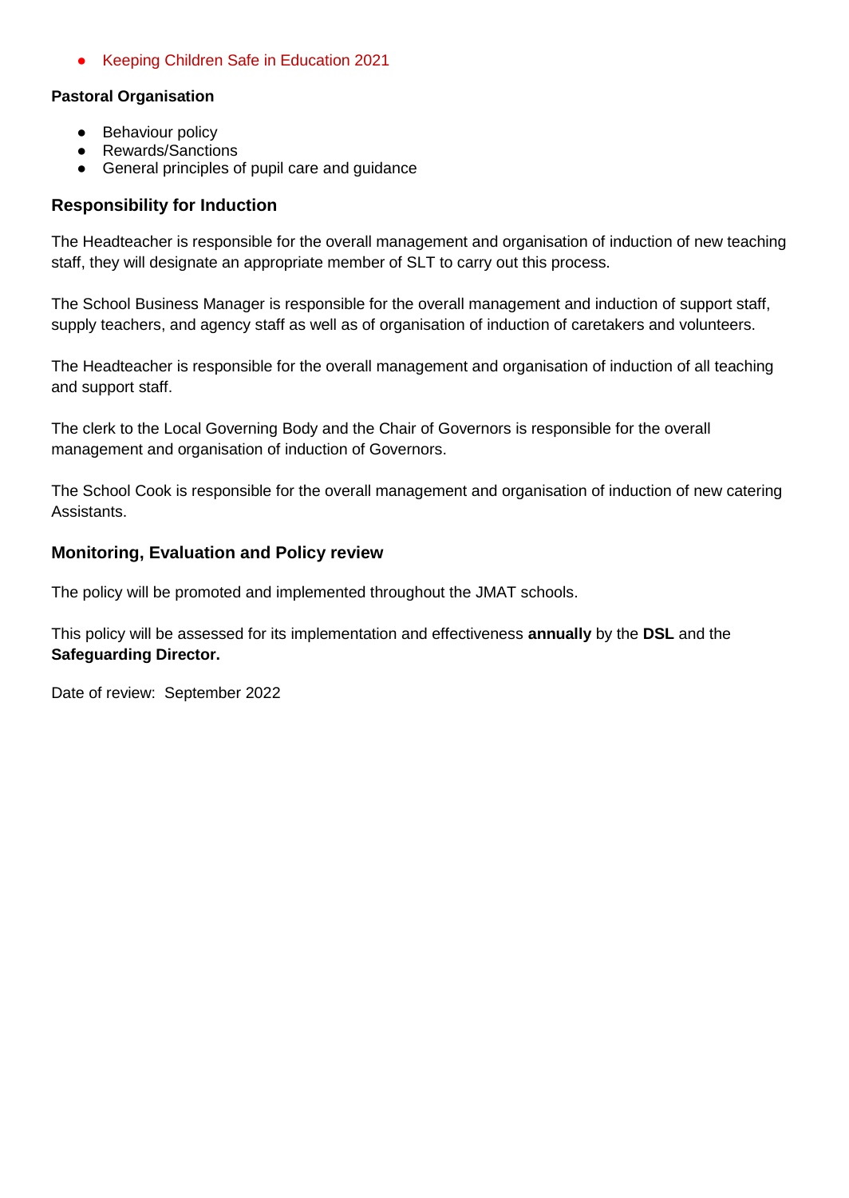- Keeping Children Safe in Education 2021

**Pastoral Organisation**

- Behaviour policy
- Rewards/Sanctions
- General principles of pupil care and guidance

## Responsibility for Induction

The Headteacher is responsible for the overall management and organisation of induction of new teaching staff, they will designate an appropriate member of SLT to carry out this process.

The School Business Manager is responsible for the overall management and induction of support staff, supply teachers, and agency staff as well as of organisation of induction of caretakers and volunteers.

The Headteacher is responsible for the overall management and organisation of induction of all teaching and support staff.

The clerk to the Local Governing Body and the Chair of Governors is responsible for the overall management and organisation of induction of Governors.

The School Cook is responsible for the overall management and organisation of induction of new catering Assistants.

## Monitoring, Evaluation and Policy review

The policy will be promoted and implemented throughout the JMAT schools.

This policy will be assessed for its implementation and effectiveness **annually** by the **DSL** and the **Safeguarding Director.**

Date of review: September 2022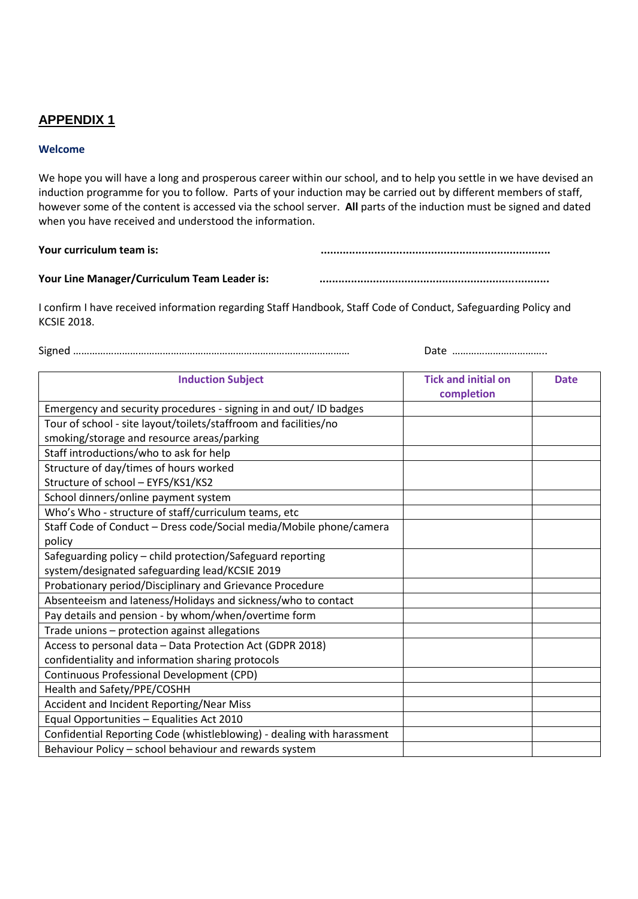## APPENDIX 1

### Welcome

We hope you will have a long and prosperous career within our school, and to help you settle in we have devised an induction programme for you to follow. Parts of your induction may be carried out by different members of staff, however some of the content is accessed via the school server. **All** parts of the induction must be signed and dated when you have received and understood the information.

**Your curriculum team is:** ........................................................................

**Your Line Manager/Curriculum Team Leader is:** ........................................................................

I confirm I have received information regarding Staff Handbook, Staff Code of Conduct, Safeguarding Policy and KCSIE 2018.

Signed ………………………………………………………………………………………… Date ……………………………..

| Induction Subject | Tick and initial on completion | Date |
|---|---|---|
| Emergency and security procedures - signing in and out/ ID badges | | |
| Tour of school - site layout/toilets/staffroom and facilities/no smoking/storage and resource areas/parking | | |
| Staff introductions/who to ask for help | | |
| Structure of day/times of hours worked<br>Structure of school – EYFS/KS1/KS2 | | |
| School dinners/online payment system | | |
| Who's Who - structure of staff/curriculum teams, etc | | |
| Staff Code of Conduct – Dress code/Social media/Mobile phone/camera policy | | |
| Safeguarding policy – child protection/Safeguard reporting system/designated safeguarding lead/KCSIE 2019 | | |
| Probationary period/Disciplinary and Grievance Procedure | | |
| Absenteeism and lateness/Holidays and sickness/who to contact | | |
| Pay details and pension - by whom/when/overtime form | | |
| Trade unions – protection against allegations | | |
| Access to personal data – Data Protection Act (GDPR 2018) confidentiality and information sharing protocols | | |
| Continuous Professional Development (CPD) | | |
| Health and Safety/PPE/COSHH | | |
| Accident and Incident Reporting/Near Miss | | |
| Equal Opportunities – Equalities Act 2010 | | |
| Confidential Reporting Code (whistleblowing) - dealing with harassment | | |
| Behaviour Policy – school behaviour and rewards system | | |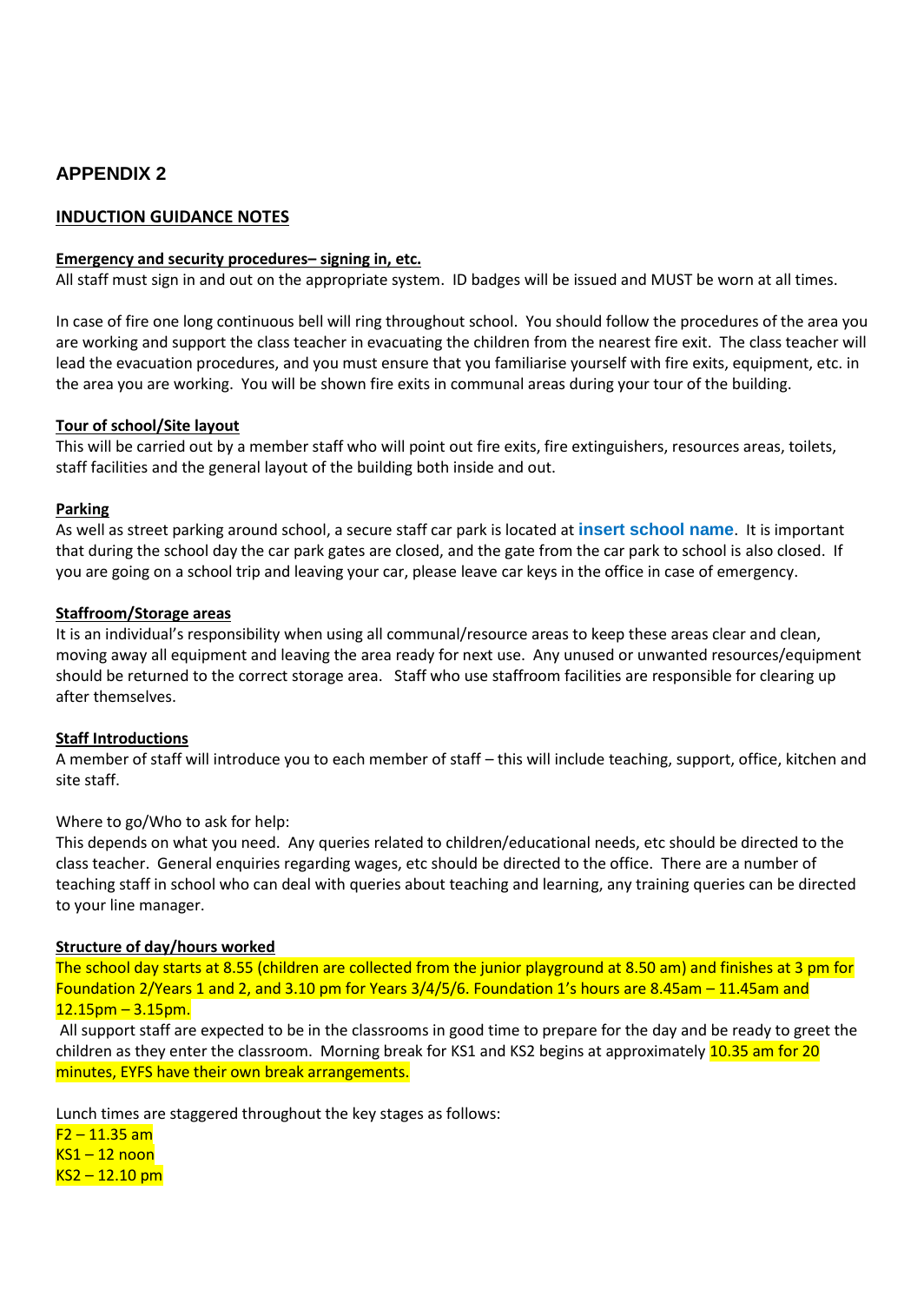## APPENDIX 2

**INDUCTION GUIDANCE NOTES**

**Emergency and security procedures– signing in, etc.**

All staff must sign in and out on the appropriate system. ID badges will be issued and MUST be worn at all times.

In case of fire one long continuous bell will ring throughout school. You should follow the procedures of the area you are working and support the class teacher in evacuating the children from the nearest fire exit. The class teacher will lead the evacuation procedures, and you must ensure that you familiarise yourself with fire exits, equipment, etc. in the area you are working. You will be shown fire exits in communal areas during your tour of the building.

**Tour of school/Site layout**

This will be carried out by a member staff who will point out fire exits, fire extinguishers, resources areas, toilets, staff facilities and the general layout of the building both inside and out.

**Parking**

As well as street parking around school, a secure staff car park is located at **insert school name**. It is important that during the school day the car park gates are closed, and the gate from the car park to school is also closed. If you are going on a school trip and leaving your car, please leave car keys in the office in case of emergency.

**Staffroom/Storage areas**

It is an individual's responsibility when using all communal/resource areas to keep these areas clear and clean, moving away all equipment and leaving the area ready for next use. Any unused or unwanted resources/equipment should be returned to the correct storage area. Staff who use staffroom facilities are responsible for clearing up after themselves.

**Staff Introductions**

A member of staff will introduce you to each member of staff – this will include teaching, support, office, kitchen and site staff.

Where to go/Who to ask for help:

This depends on what you need. Any queries related to children/educational needs, etc should be directed to the class teacher. General enquiries regarding wages, etc should be directed to the office. There are a number of teaching staff in school who can deal with queries about teaching and learning, any training queries can be directed to your line manager.

**Structure of day/hours worked**

The school day starts at 8.55 (children are collected from the junior playground at 8.50 am) and finishes at 3 pm for Foundation 2/Years 1 and 2, and 3.10 pm for Years 3/4/5/6. Foundation 1's hours are 8.45am – 11.45am and 12.15pm – 3.15pm.

All support staff are expected to be in the classrooms in good time to prepare for the day and be ready to greet the children as they enter the classroom. Morning break for KS1 and KS2 begins at approximately 10.35 am for 20 minutes, EYFS have their own break arrangements.

Lunch times are staggered throughout the key stages as follows:

F2 – 11.35 am
KS1 – 12 noon
KS2 – 12.10 pm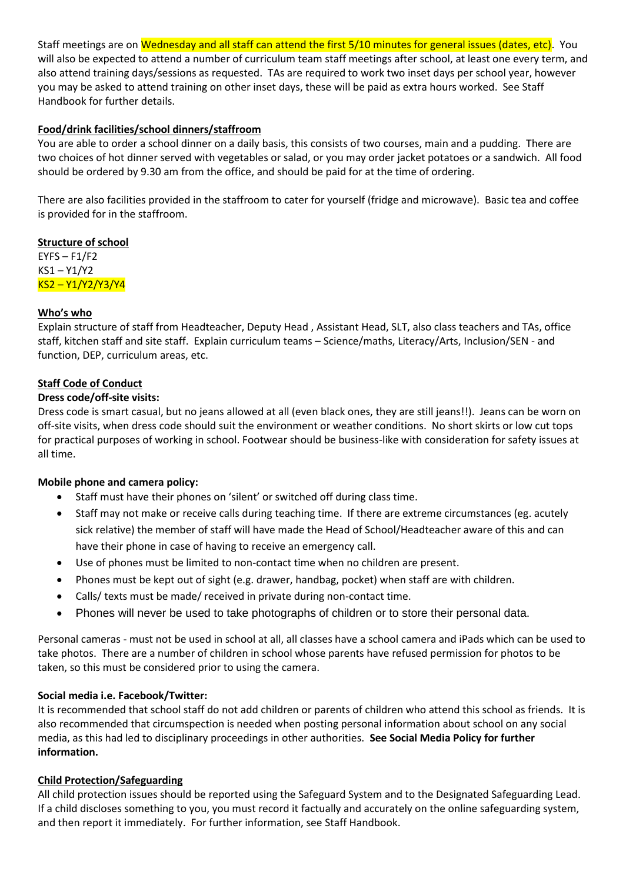Staff meetings are on Wednesday and all staff can attend the first 5/10 minutes for general issues (dates, etc). You will also be expected to attend a number of curriculum team staff meetings after school, at least one every term, and also attend training days/sessions as requested. TAs are required to work two inset days per school year, however you may be asked to attend training on other inset days, these will be paid as extra hours worked. See Staff Handbook for further details.

**Food/drink facilities/school dinners/staffroom**

You are able to order a school dinner on a daily basis, this consists of two courses, main and a pudding. There are two choices of hot dinner served with vegetables or salad, or you may order jacket potatoes or a sandwich. All food should be ordered by 9.30 am from the office, and should be paid for at the time of ordering.

There are also facilities provided in the staffroom to cater for yourself (fridge and microwave). Basic tea and coffee is provided for in the staffroom.

**Structure of school**

EYFS – F1/F2
KS1 – Y1/Y2
KS2 – Y1/Y2/Y3/Y4

**Who's who**

Explain structure of staff from Headteacher, Deputy Head , Assistant Head, SLT, also class teachers and TAs, office staff, kitchen staff and site staff. Explain curriculum teams – Science/maths, Literacy/Arts, Inclusion/SEN - and function, DEP, curriculum areas, etc.

**Staff Code of Conduct**

**Dress code/off-site visits:**

Dress code is smart casual, but no jeans allowed at all (even black ones, they are still jeans!!). Jeans can be worn on off-site visits, when dress code should suit the environment or weather conditions. No short skirts or low cut tops for practical purposes of working in school. Footwear should be business-like with consideration for safety issues at all time.

**Mobile phone and camera policy:**

- Staff must have their phones on 'silent' or switched off during class time.
- Staff may not make or receive calls during teaching time. If there are extreme circumstances (eg. acutely sick relative) the member of staff will have made the Head of School/Headteacher aware of this and can have their phone in case of having to receive an emergency call.
- Use of phones must be limited to non-contact time when no children are present.
- Phones must be kept out of sight (e.g. drawer, handbag, pocket) when staff are with children.
- Calls/ texts must be made/ received in private during non-contact time.
- Phones will never be used to take photographs of children or to store their personal data.

Personal cameras - must not be used in school at all, all classes have a school camera and iPads which can be used to take photos. There are a number of children in school whose parents have refused permission for photos to be taken, so this must be considered prior to using the camera.

**Social media i.e. Facebook/Twitter:**

It is recommended that school staff do not add children or parents of children who attend this school as friends. It is also recommended that circumspection is needed when posting personal information about school on any social media, as this had led to disciplinary proceedings in other authorities. **See Social Media Policy for further information.**

**Child Protection/Safeguarding**

All child protection issues should be reported using the Safeguard System and to the Designated Safeguarding Lead. If a child discloses something to you, you must record it factually and accurately on the online safeguarding system, and then report it immediately. For further information, see Staff Handbook.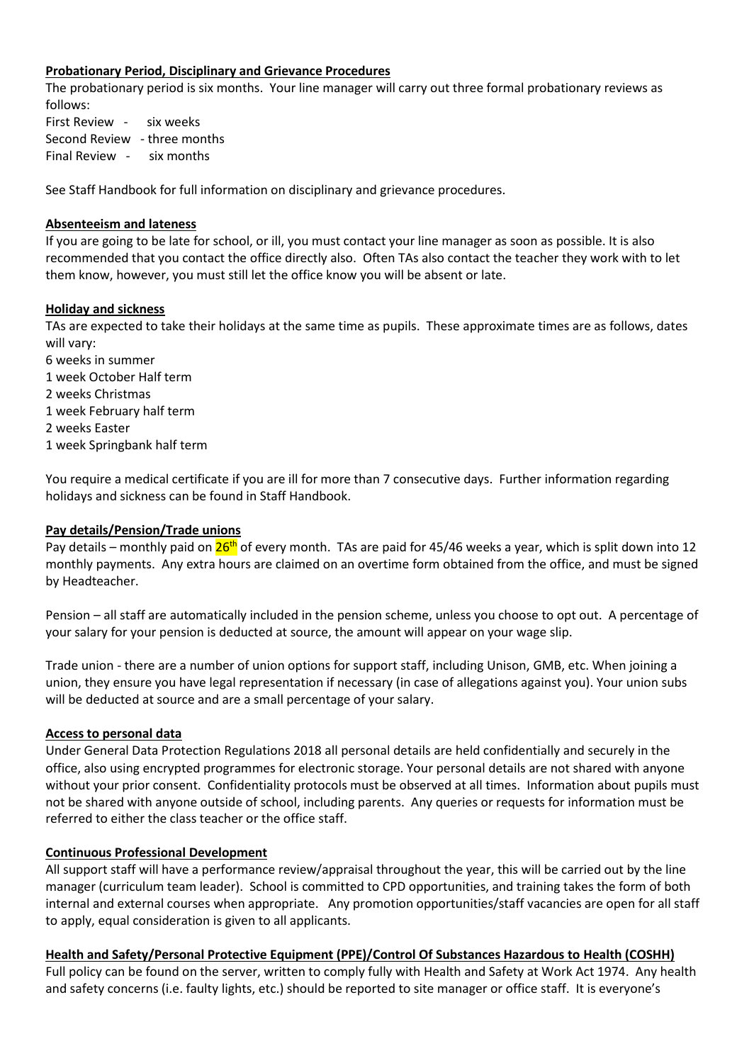**Probationary Period, Disciplinary and Grievance Procedures**

The probationary period is six months. Your line manager will carry out three formal probationary reviews as follows:

First Review - six weeks
Second Review - three months
Final Review - six months

See Staff Handbook for full information on disciplinary and grievance procedures.

**Absenteeism and lateness**

If you are going to be late for school, or ill, you must contact your line manager as soon as possible. It is also recommended that you contact the office directly also. Often TAs also contact the teacher they work with to let them know, however, you must still let the office know you will be absent or late.

**Holiday and sickness**

TAs are expected to take their holidays at the same time as pupils. These approximate times are as follows, dates will vary:

6 weeks in summer
1 week October Half term
2 weeks Christmas
1 week February half term
2 weeks Easter
1 week Springbank half term

You require a medical certificate if you are ill for more than 7 consecutive days. Further information regarding holidays and sickness can be found in Staff Handbook.

**Pay details/Pension/Trade unions**

Pay details – monthly paid on 26th of every month. TAs are paid for 45/46 weeks a year, which is split down into 12 monthly payments. Any extra hours are claimed on an overtime form obtained from the office, and must be signed by Headteacher.

Pension – all staff are automatically included in the pension scheme, unless you choose to opt out. A percentage of your salary for your pension is deducted at source, the amount will appear on your wage slip.

Trade union - there are a number of union options for support staff, including Unison, GMB, etc. When joining a union, they ensure you have legal representation if necessary (in case of allegations against you). Your union subs will be deducted at source and are a small percentage of your salary.

**Access to personal data**

Under General Data Protection Regulations 2018 all personal details are held confidentially and securely in the office, also using encrypted programmes for electronic storage. Your personal details are not shared with anyone without your prior consent. Confidentiality protocols must be observed at all times. Information about pupils must not be shared with anyone outside of school, including parents. Any queries or requests for information must be referred to either the class teacher or the office staff.

**Continuous Professional Development**

All support staff will have a performance review/appraisal throughout the year, this will be carried out by the line manager (curriculum team leader). School is committed to CPD opportunities, and training takes the form of both internal and external courses when appropriate. Any promotion opportunities/staff vacancies are open for all staff to apply, equal consideration is given to all applicants.

**Health and Safety/Personal Protective Equipment (PPE)/Control Of Substances Hazardous to Health (COSHH)**

Full policy can be found on the server, written to comply fully with Health and Safety at Work Act 1974. Any health and safety concerns (i.e. faulty lights, etc.) should be reported to site manager or office staff. It is everyone's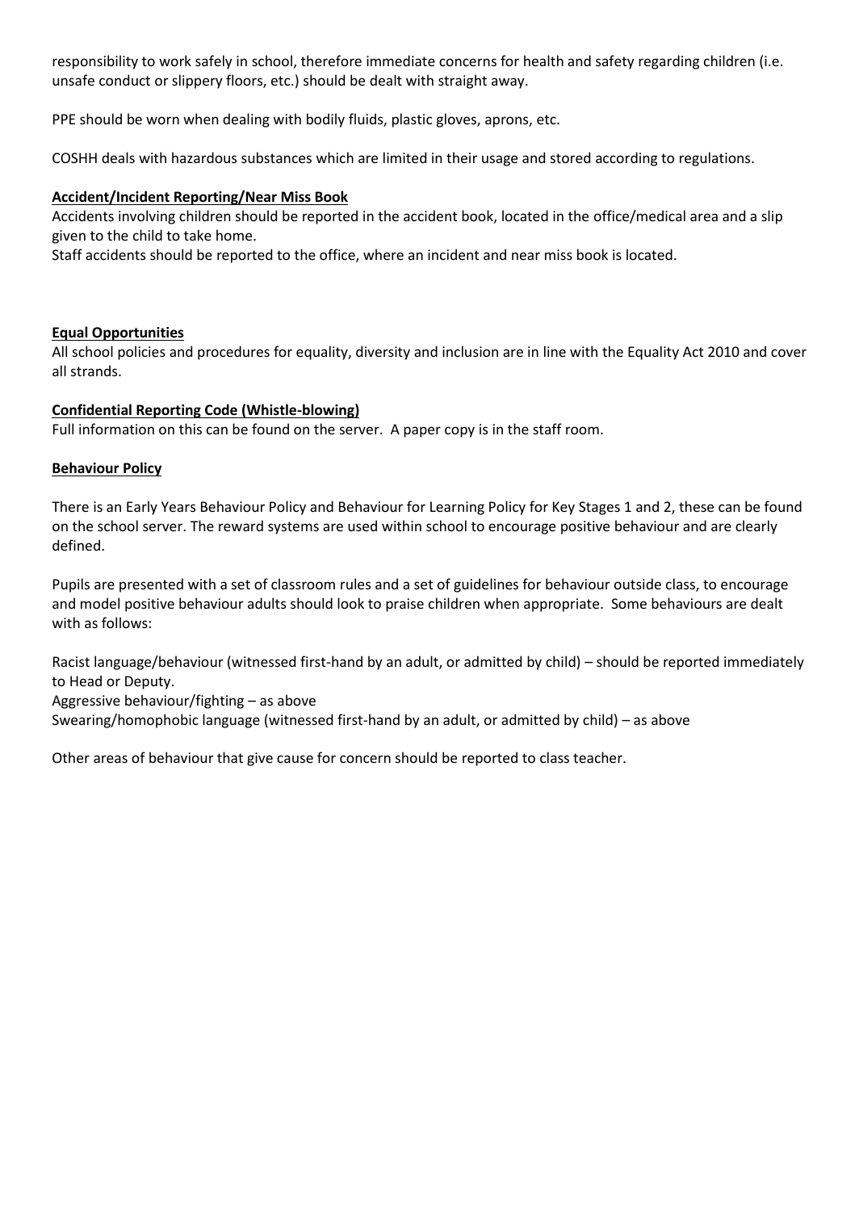responsibility to work safely in school, therefore immediate concerns for health and safety regarding children (i.e. unsafe conduct or slippery floors, etc.) should be dealt with straight away.

PPE should be worn when dealing with bodily fluids, plastic gloves, aprons, etc.

COSHH deals with hazardous substances which are limited in their usage and stored according to regulations.

**Accident/Incident Reporting/Near Miss Book**

Accidents involving children should be reported in the accident book, located in the office/medical area and a slip given to the child to take home.

Staff accidents should be reported to the office, where an incident and near miss book is located.

**Equal Opportunities**

All school policies and procedures for equality, diversity and inclusion are in line with the Equality Act 2010 and cover all strands.

**Confidential Reporting Code (Whistle-blowing)**

Full information on this can be found on the server. A paper copy is in the staff room.

**Behaviour Policy**

There is an Early Years Behaviour Policy and Behaviour for Learning Policy for Key Stages 1 and 2, these can be found on the school server. The reward systems are used within school to encourage positive behaviour and are clearly defined.

Pupils are presented with a set of classroom rules and a set of guidelines for behaviour outside class, to encourage and model positive behaviour adults should look to praise children when appropriate. Some behaviours are dealt with as follows:

Racist language/behaviour (witnessed first-hand by an adult, or admitted by child) – should be reported immediately to Head or Deputy.
Aggressive behaviour/fighting – as above
Swearing/homophobic language (witnessed first-hand by an adult, or admitted by child) – as above

Other areas of behaviour that give cause for concern should be reported to class teacher.